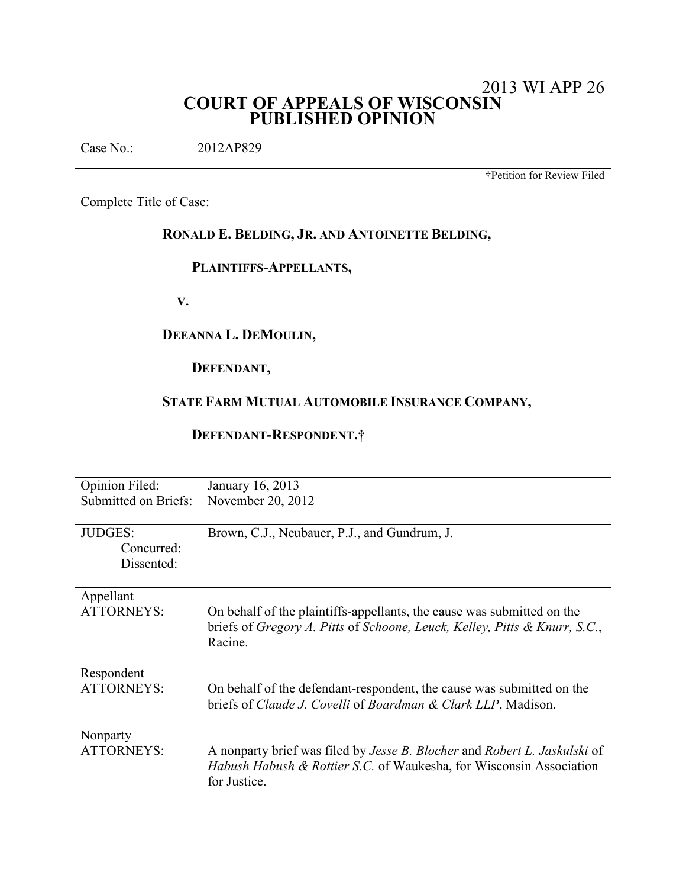2013 WI APP 26

# COURT OF APPEALS OF WISCONSIN
# PUBLISHED OPINION

Case No.: 2012AP829

†Petition for Review Filed

Complete Title of Case:

**RONALD E. BELDING, JR. AND ANTOINETTE BELDING,**

**PLAINTIFFS-APPELLANTS,**

**V.**

**DEEANNA L. DEMOULIN,**

**DEFENDANT,**

**STATE FARM MUTUAL AUTOMOBILE INSURANCE COMPANY,**

**DEFENDANT-RESPONDENT.†**

| | |
|---|---|
| Opinion Filed: | January 16, 2013 |
| Submitted on Briefs: | November 20, 2012 |
| JUDGES: | Brown, C.J., Neubauer, P.J., and Gundrum, J. |
| Concurred: | |
| Dissented: | |
| Appellant ATTORNEYS: | On behalf of the plaintiffs-appellants, the cause was submitted on the briefs of *Gregory A. Pitts* of *Schoone, Leuck, Kelley, Pitts & Knurr, S.C.*, Racine. |
| Respondent ATTORNEYS: | On behalf of the defendant-respondent, the cause was submitted on the briefs of *Claude J. Covelli* of *Boardman & Clark LLP*, Madison. |
| Nonparty ATTORNEYS: | A nonparty brief was filed by *Jesse B. Blocher* and *Robert L. Jaskulski* of *Habush Habush & Rottier S.C.* of Waukesha, for Wisconsin Association for Justice. |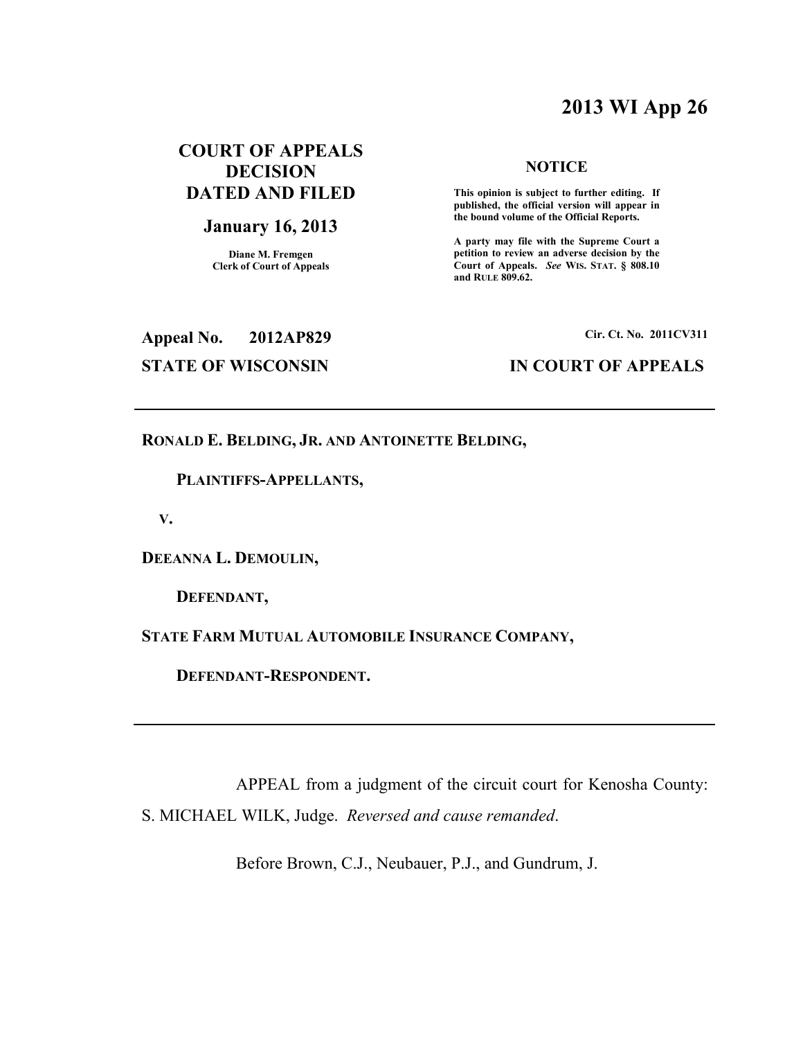# 2013 WI App 26

**COURT OF APPEALS DECISION DATED AND FILED**

**January 16, 2013**

**Diane M. Fremgen**
**Clerk of Court of Appeals**

**NOTICE**

**This opinion is subject to further editing. If published, the official version will appear in the bound volume of the Official Reports.**

**A party may file with the Supreme Court a petition to review an adverse decision by the Court of Appeals.** ***See*** **WIS. STAT. § 808.10 and RULE 809.62.**

**Appeal No. 2012AP829**

**Cir. Ct. No. 2011CV311**

**STATE OF WISCONSIN**

**IN COURT OF APPEALS**

---

**RONALD E. BELDING, JR. AND ANTOINETTE BELDING,**

**PLAINTIFFS-APPELLANTS,**

**V.**

**DEEANNA L. DEMOULIN,**

**DEFENDANT,**

**STATE FARM MUTUAL AUTOMOBILE INSURANCE COMPANY,**

**DEFENDANT-RESPONDENT.**

---

APPEAL from a judgment of the circuit court for Kenosha County: S. MICHAEL WILK, Judge. *Reversed and cause remanded*.

Before Brown, C.J., Neubauer, P.J., and Gundrum, J.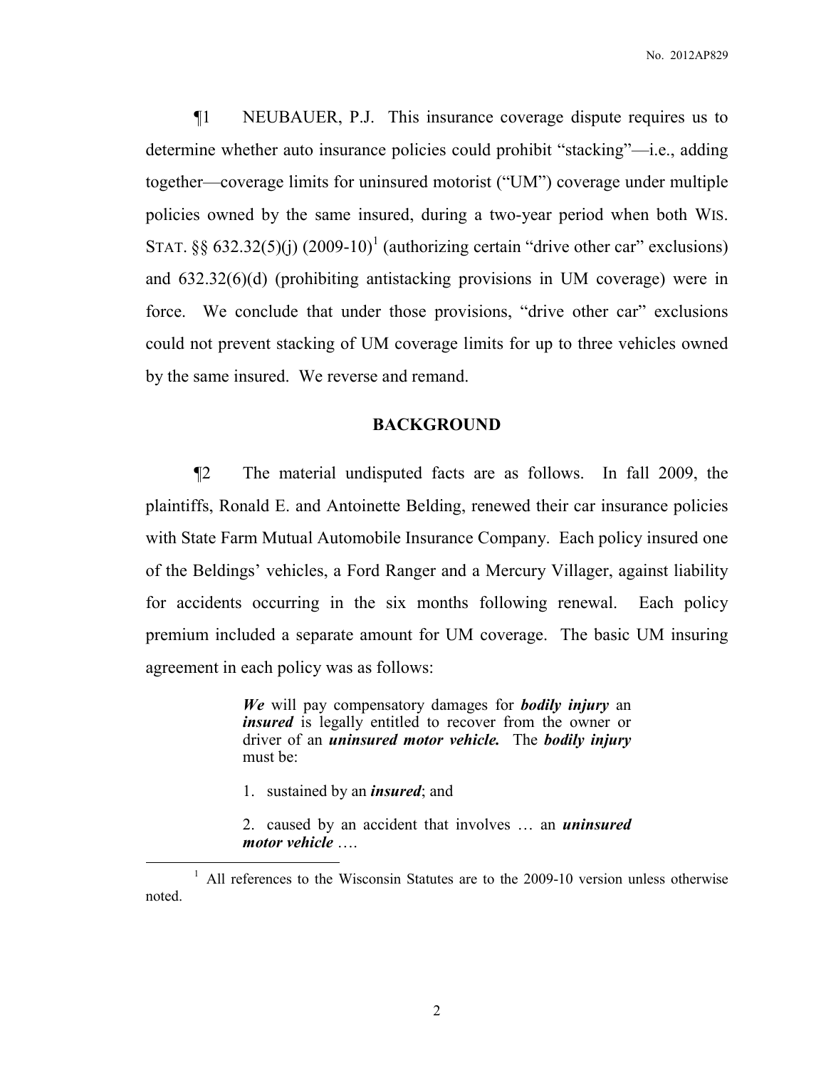¶1 NEUBAUER, P.J. This insurance coverage dispute requires us to determine whether auto insurance policies could prohibit "stacking"—i.e., adding together—coverage limits for uninsured motorist ("UM") coverage under multiple policies owned by the same insured, during a two-year period when both WIS. STAT. §§ 632.32(5)(j) (2009-10)[1] (authorizing certain "drive other car" exclusions) and 632.32(6)(d) (prohibiting antistacking provisions in UM coverage) were in force. We conclude that under those provisions, "drive other car" exclusions could not prevent stacking of UM coverage limits for up to three vehicles owned by the same insured. We reverse and remand.

## BACKGROUND

¶2 The material undisputed facts are as follows. In fall 2009, the plaintiffs, Ronald E. and Antoinette Belding, renewed their car insurance policies with State Farm Mutual Automobile Insurance Company. Each policy insured one of the Beldings' vehicles, a Ford Ranger and a Mercury Villager, against liability for accidents occurring in the six months following renewal. Each policy premium included a separate amount for UM coverage. The basic UM insuring agreement in each policy was as follows:

> ***We*** will pay compensatory damages for ***bodily injury*** an ***insured*** is legally entitled to recover from the owner or driver of an ***uninsured motor vehicle.*** The ***bodily injury*** must be:
>
> 1. sustained by an ***insured***; and
>
> 2. caused by an accident that involves … an ***uninsured motor vehicle*** ….

[1] All references to the Wisconsin Statutes are to the 2009-10 version unless otherwise noted.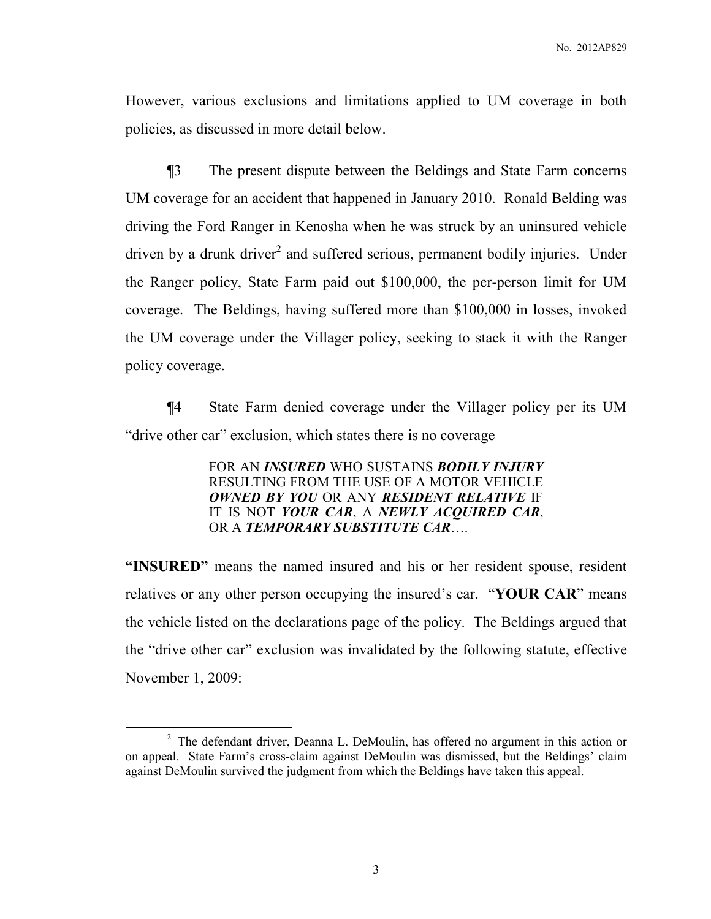However, various exclusions and limitations applied to UM coverage in both policies, as discussed in more detail below.

¶3 The present dispute between the Beldings and State Farm concerns UM coverage for an accident that happened in January 2010. Ronald Belding was driving the Ford Ranger in Kenosha when he was struck by an uninsured vehicle driven by a drunk driver[2] and suffered serious, permanent bodily injuries. Under the Ranger policy, State Farm paid out $100,000, the per-person limit for UM coverage. The Beldings, having suffered more than $100,000 in losses, invoked the UM coverage under the Villager policy, seeking to stack it with the Ranger policy coverage.

¶4 State Farm denied coverage under the Villager policy per its UM "drive other car" exclusion, which states there is no coverage

> FOR AN ***INSURED*** WHO SUSTAINS ***BODILY INJURY*** RESULTING FROM THE USE OF A MOTOR VEHICLE ***OWNED BY YOU*** OR ANY ***RESIDENT RELATIVE*** IF IT IS NOT ***YOUR CAR***, A ***NEWLY ACQUIRED CAR***, OR A ***TEMPORARY SUBSTITUTE CAR***….

**"INSURED"** means the named insured and his or her resident spouse, resident relatives or any other person occupying the insured's car. "**YOUR CAR**" means the vehicle listed on the declarations page of the policy. The Beldings argued that the "drive other car" exclusion was invalidated by the following statute, effective November 1, 2009:

---

[2] The defendant driver, Deanna L. DeMoulin, has offered no argument in this action or on appeal. State Farm's cross-claim against DeMoulin was dismissed, but the Beldings' claim against DeMoulin survived the judgment from which the Beldings have taken this appeal.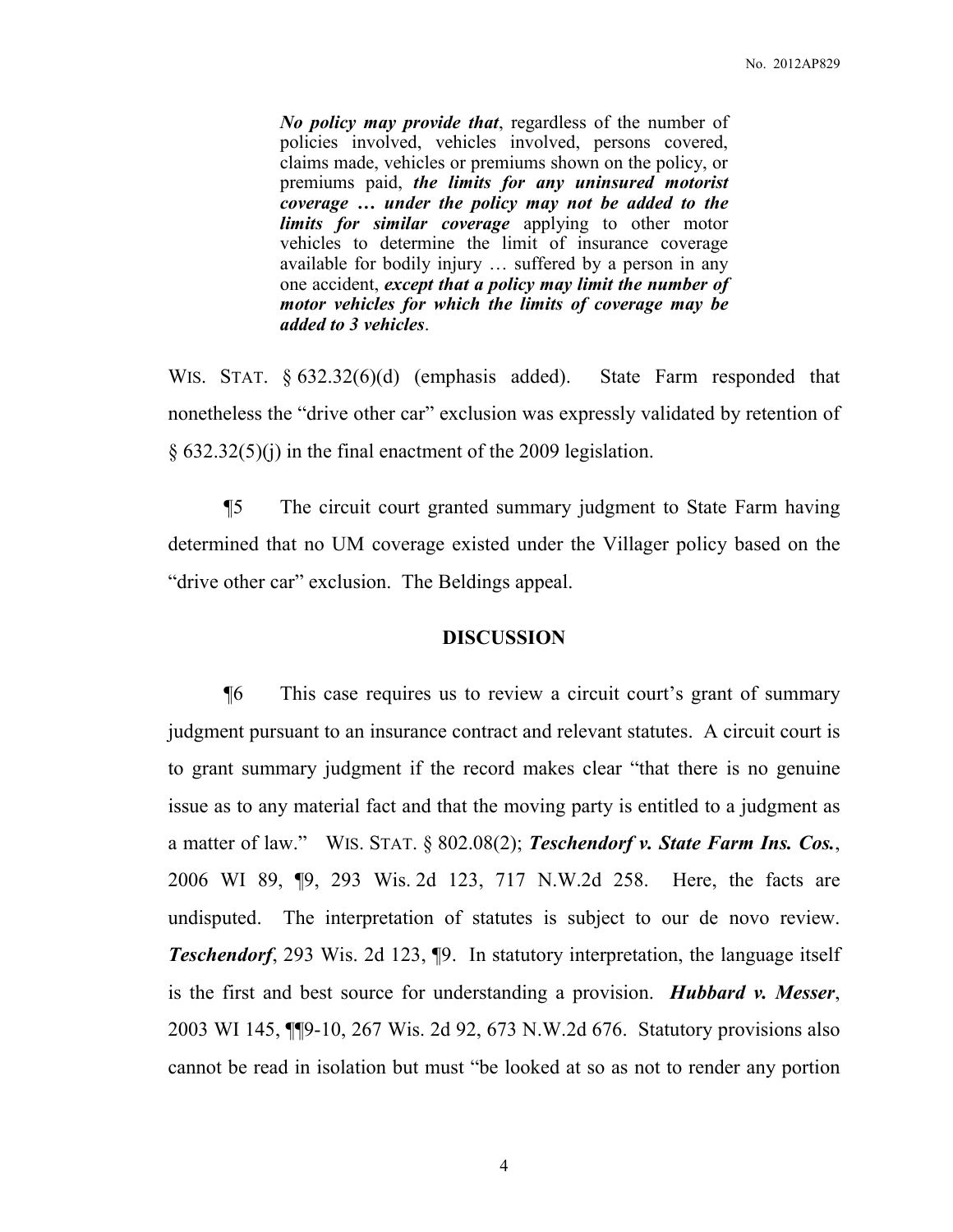> ***No policy may provide that***, regardless of the number of policies involved, vehicles involved, persons covered, claims made, vehicles or premiums shown on the policy, or premiums paid, ***the limits for any uninsured motorist coverage … under the policy may not be added to the limits for similar coverage*** applying to other motor vehicles to determine the limit of insurance coverage available for bodily injury … suffered by a person in any one accident, ***except that a policy may limit the number of motor vehicles for which the limits of coverage may be added to 3 vehicles***.

WIS. STAT. § 632.32(6)(d) (emphasis added). State Farm responded that nonetheless the "drive other car" exclusion was expressly validated by retention of § 632.32(5)(j) in the final enactment of the 2009 legislation.

¶5 The circuit court granted summary judgment to State Farm having determined that no UM coverage existed under the Villager policy based on the "drive other car" exclusion. The Beldings appeal.

## DISCUSSION

¶6 This case requires us to review a circuit court's grant of summary judgment pursuant to an insurance contract and relevant statutes. A circuit court is to grant summary judgment if the record makes clear "that there is no genuine issue as to any material fact and that the moving party is entitled to a judgment as a matter of law." WIS. STAT. § 802.08(2); ***Teschendorf v. State Farm Ins. Cos.***, 2006 WI 89, ¶9, 293 Wis. 2d 123, 717 N.W.2d 258. Here, the facts are undisputed. The interpretation of statutes is subject to our de novo review. ***Teschendorf***, 293 Wis. 2d 123, ¶9. In statutory interpretation, the language itself is the first and best source for understanding a provision. ***Hubbard v. Messer***, 2003 WI 145, ¶¶9-10, 267 Wis. 2d 92, 673 N.W.2d 676. Statutory provisions also cannot be read in isolation but must "be looked at so as not to render any portion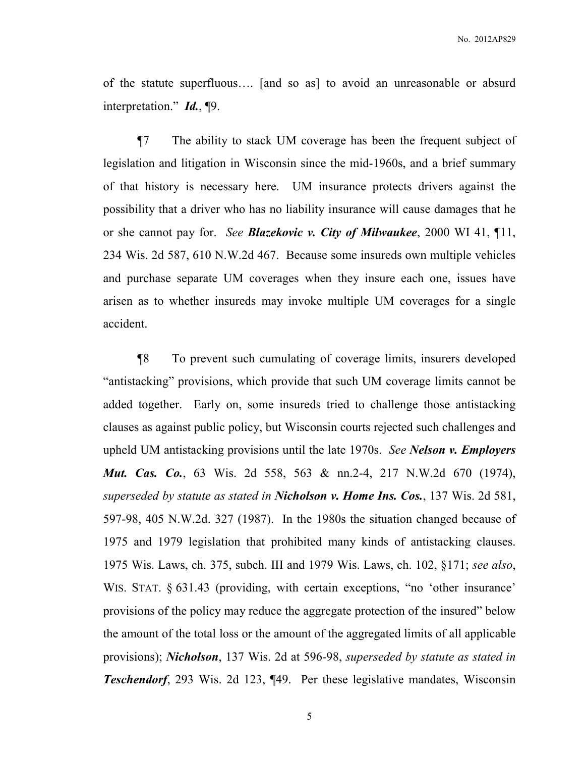of the statute superfluous…. [and so as] to avoid an unreasonable or absurd interpretation." ***Id.***, ¶9.

¶7 The ability to stack UM coverage has been the frequent subject of legislation and litigation in Wisconsin since the mid-1960s, and a brief summary of that history is necessary here. UM insurance protects drivers against the possibility that a driver who has no liability insurance will cause damages that he or she cannot pay for. *See* ***Blazekovic v. City of Milwaukee***, 2000 WI 41, ¶11, 234 Wis. 2d 587, 610 N.W.2d 467. Because some insureds own multiple vehicles and purchase separate UM coverages when they insure each one, issues have arisen as to whether insureds may invoke multiple UM coverages for a single accident.

¶8 To prevent such cumulating of coverage limits, insurers developed "antistacking" provisions, which provide that such UM coverage limits cannot be added together. Early on, some insureds tried to challenge those antistacking clauses as against public policy, but Wisconsin courts rejected such challenges and upheld UM antistacking provisions until the late 1970s. *See* ***Nelson v. Employers Mut. Cas. Co.***, 63 Wis. 2d 558, 563 & nn.2-4, 217 N.W.2d 670 (1974), *superseded by statute as stated in* ***Nicholson v. Home Ins. Cos.***, 137 Wis. 2d 581, 597-98, 405 N.W.2d. 327 (1987). In the 1980s the situation changed because of 1975 and 1979 legislation that prohibited many kinds of antistacking clauses. 1975 Wis. Laws, ch. 375, subch. III and 1979 Wis. Laws, ch. 102, §171; *see also*, WIS. STAT. § 631.43 (providing, with certain exceptions, "no 'other insurance' provisions of the policy may reduce the aggregate protection of the insured" below the amount of the total loss or the amount of the aggregated limits of all applicable provisions); ***Nicholson***, 137 Wis. 2d at 596-98, *superseded by statute as stated in* ***Teschendorf***, 293 Wis. 2d 123, ¶49. Per these legislative mandates, Wisconsin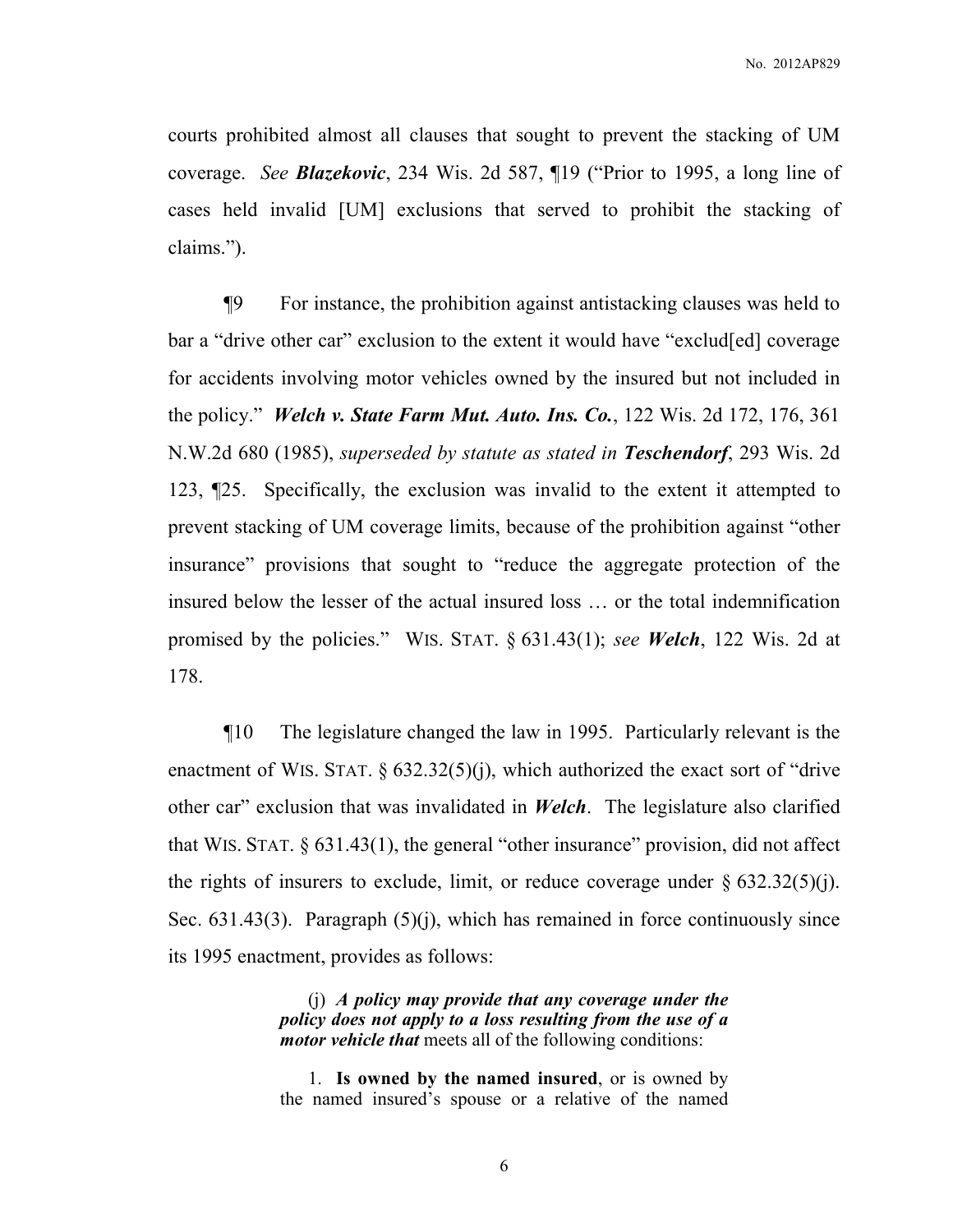courts prohibited almost all clauses that sought to prevent the stacking of UM coverage. *See* ***Blazekovic***, 234 Wis. 2d 587, ¶19 ("Prior to 1995, a long line of cases held invalid [UM] exclusions that served to prohibit the stacking of claims.").

¶9 For instance, the prohibition against antistacking clauses was held to bar a "drive other car" exclusion to the extent it would have "exclud[ed] coverage for accidents involving motor vehicles owned by the insured but not included in the policy." ***Welch v. State Farm Mut. Auto. Ins. Co.***, 122 Wis. 2d 172, 176, 361 N.W.2d 680 (1985), *superseded by statute as stated in* ***Teschendorf***, 293 Wis. 2d 123, ¶25. Specifically, the exclusion was invalid to the extent it attempted to prevent stacking of UM coverage limits, because of the prohibition against "other insurance" provisions that sought to "reduce the aggregate protection of the insured below the lesser of the actual insured loss … or the total indemnification promised by the policies." WIS. STAT. § 631.43(1); *see* ***Welch***, 122 Wis. 2d at 178.

¶10 The legislature changed the law in 1995. Particularly relevant is the enactment of WIS. STAT. § 632.32(5)(j), which authorized the exact sort of "drive other car" exclusion that was invalidated in ***Welch***. The legislature also clarified that WIS. STAT. § 631.43(1), the general "other insurance" provision, did not affect the rights of insurers to exclude, limit, or reduce coverage under § 632.32(5)(j). Sec. 631.43(3). Paragraph (5)(j), which has remained in force continuously since its 1995 enactment, provides as follows:

> (j) ***A policy may provide that any coverage under the policy does not apply to a loss resulting from the use of a motor vehicle that*** meets all of the following conditions:
>
> 1. **Is owned by the named insured**, or is owned by the named insured's spouse or a relative of the named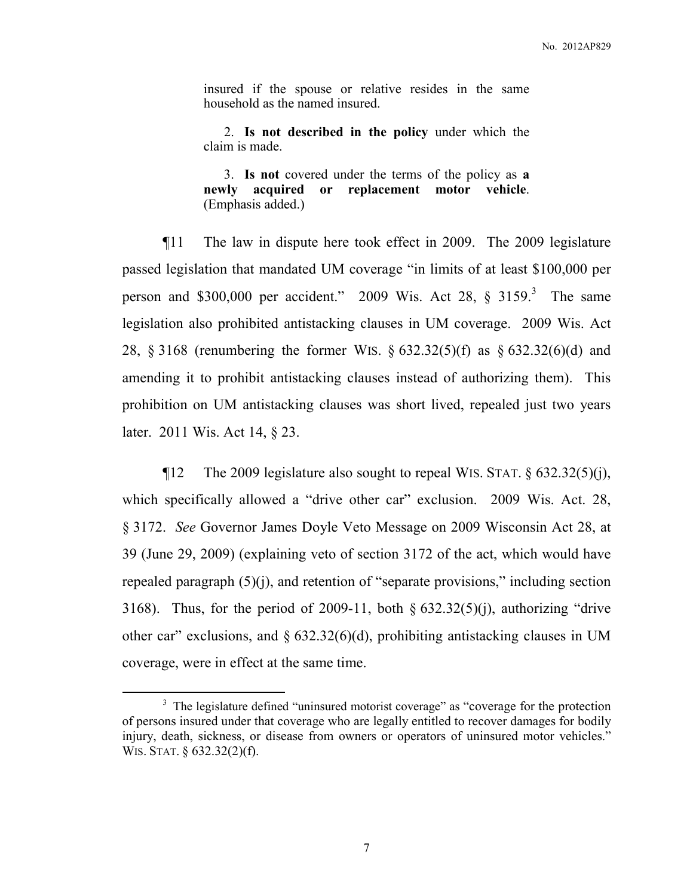insured if the spouse or relative resides in the same household as the named insured.

2. **Is not described in the policy** under which the claim is made.

3. **Is not** covered under the terms of the policy as **a newly acquired or replacement motor vehicle**. (Emphasis added.)

¶11 The law in dispute here took effect in 2009. The 2009 legislature passed legislation that mandated UM coverage "in limits of at least $100,000 per person and $300,000 per accident." 2009 Wis. Act 28, § 3159.[3] The same legislation also prohibited antistacking clauses in UM coverage. 2009 Wis. Act 28, § 3168 (renumbering the former WIS. § 632.32(5)(f) as § 632.32(6)(d) and amending it to prohibit antistacking clauses instead of authorizing them). This prohibition on UM antistacking clauses was short lived, repealed just two years later. 2011 Wis. Act 14, § 23.

¶12 The 2009 legislature also sought to repeal WIS. STAT. § 632.32(5)(j), which specifically allowed a "drive other car" exclusion. 2009 Wis. Act. 28, § 3172. *See* Governor James Doyle Veto Message on 2009 Wisconsin Act 28, at 39 (June 29, 2009) (explaining veto of section 3172 of the act, which would have repealed paragraph (5)(j), and retention of "separate provisions," including section 3168). Thus, for the period of 2009-11, both § 632.32(5)(j), authorizing "drive other car" exclusions, and § 632.32(6)(d), prohibiting antistacking clauses in UM coverage, were in effect at the same time.

[3] The legislature defined "uninsured motorist coverage" as "coverage for the protection of persons insured under that coverage who are legally entitled to recover damages for bodily injury, death, sickness, or disease from owners or operators of uninsured motor vehicles." WIS. STAT. § 632.32(2)(f).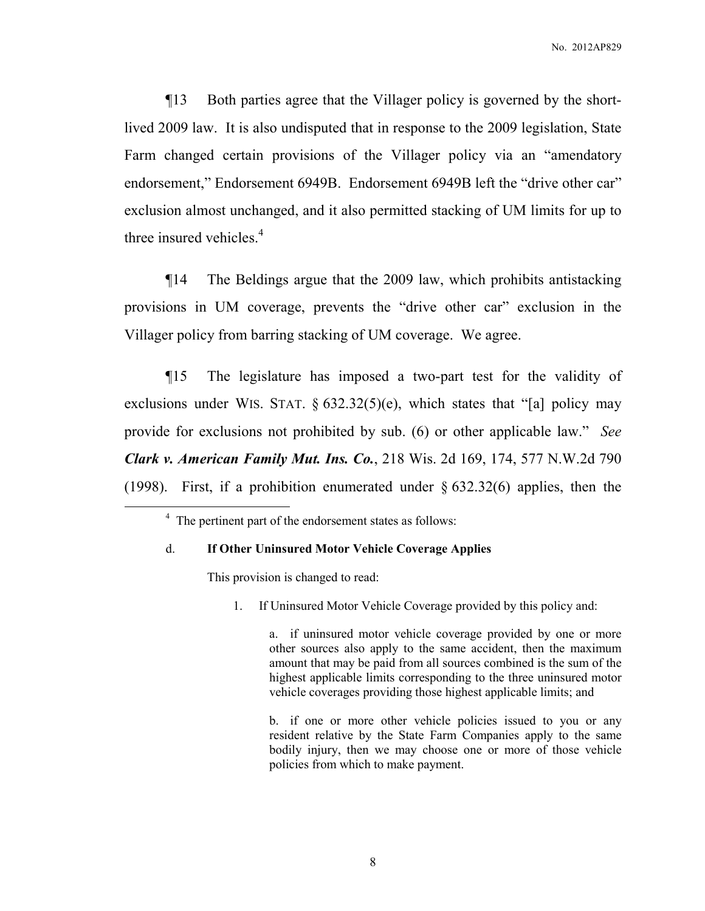¶13 Both parties agree that the Villager policy is governed by the short-lived 2009 law. It is also undisputed that in response to the 2009 legislation, State Farm changed certain provisions of the Villager policy via an "amendatory endorsement," Endorsement 6949B. Endorsement 6949B left the "drive other car" exclusion almost unchanged, and it also permitted stacking of UM limits for up to three insured vehicles.[4]

¶14 The Beldings argue that the 2009 law, which prohibits antistacking provisions in UM coverage, prevents the "drive other car" exclusion in the Villager policy from barring stacking of UM coverage. We agree.

¶15 The legislature has imposed a two-part test for the validity of exclusions under WIS. STAT. § 632.32(5)(e), which states that "[a] policy may provide for exclusions not prohibited by sub. (6) or other applicable law." *See* ***Clark v. American Family Mut. Ins. Co.***, 218 Wis. 2d 169, 174, 577 N.W.2d 790 (1998). First, if a prohibition enumerated under § 632.32(6) applies, then the

---

[4] The pertinent part of the endorsement states as follows:

d. **If Other Uninsured Motor Vehicle Coverage Applies**

This provision is changed to read:

1. If Uninsured Motor Vehicle Coverage provided by this policy and:

   a. if uninsured motor vehicle coverage provided by one or more other sources also apply to the same accident, then the maximum amount that may be paid from all sources combined is the sum of the highest applicable limits corresponding to the three uninsured motor vehicle coverages providing those highest applicable limits; and

   b. if one or more other vehicle policies issued to you or any resident relative by the State Farm Companies apply to the same bodily injury, then we may choose one or more of those vehicle policies from which to make payment.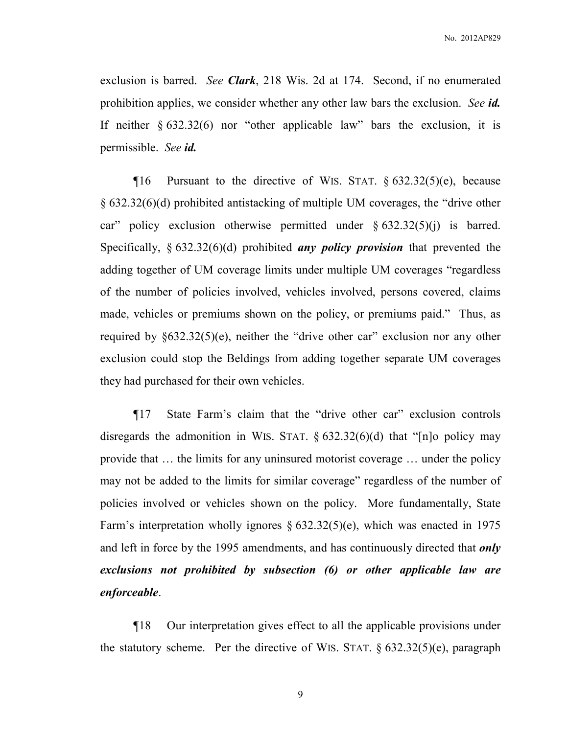exclusion is barred. *See* ***Clark***, 218 Wis. 2d at 174. Second, if no enumerated prohibition applies, we consider whether any other law bars the exclusion. *See* ***id.*** If neither § 632.32(6) nor "other applicable law" bars the exclusion, it is permissible. *See* ***id.***

¶16 Pursuant to the directive of WIS. STAT. § 632.32(5)(e), because § 632.32(6)(d) prohibited antistacking of multiple UM coverages, the "drive other car" policy exclusion otherwise permitted under § 632.32(5)(j) is barred. Specifically, § 632.32(6)(d) prohibited ***any policy provision*** that prevented the adding together of UM coverage limits under multiple UM coverages "regardless of the number of policies involved, vehicles involved, persons covered, claims made, vehicles or premiums shown on the policy, or premiums paid." Thus, as required by §632.32(5)(e), neither the "drive other car" exclusion nor any other exclusion could stop the Beldings from adding together separate UM coverages they had purchased for their own vehicles.

¶17 State Farm's claim that the "drive other car" exclusion controls disregards the admonition in WIS. STAT. § 632.32(6)(d) that "[n]o policy may provide that … the limits for any uninsured motorist coverage … under the policy may not be added to the limits for similar coverage" regardless of the number of policies involved or vehicles shown on the policy. More fundamentally, State Farm's interpretation wholly ignores § 632.32(5)(e), which was enacted in 1975 and left in force by the 1995 amendments, and has continuously directed that ***only exclusions not prohibited by subsection (6) or other applicable law are enforceable***.

¶18 Our interpretation gives effect to all the applicable provisions under the statutory scheme. Per the directive of WIS. STAT. § 632.32(5)(e), paragraph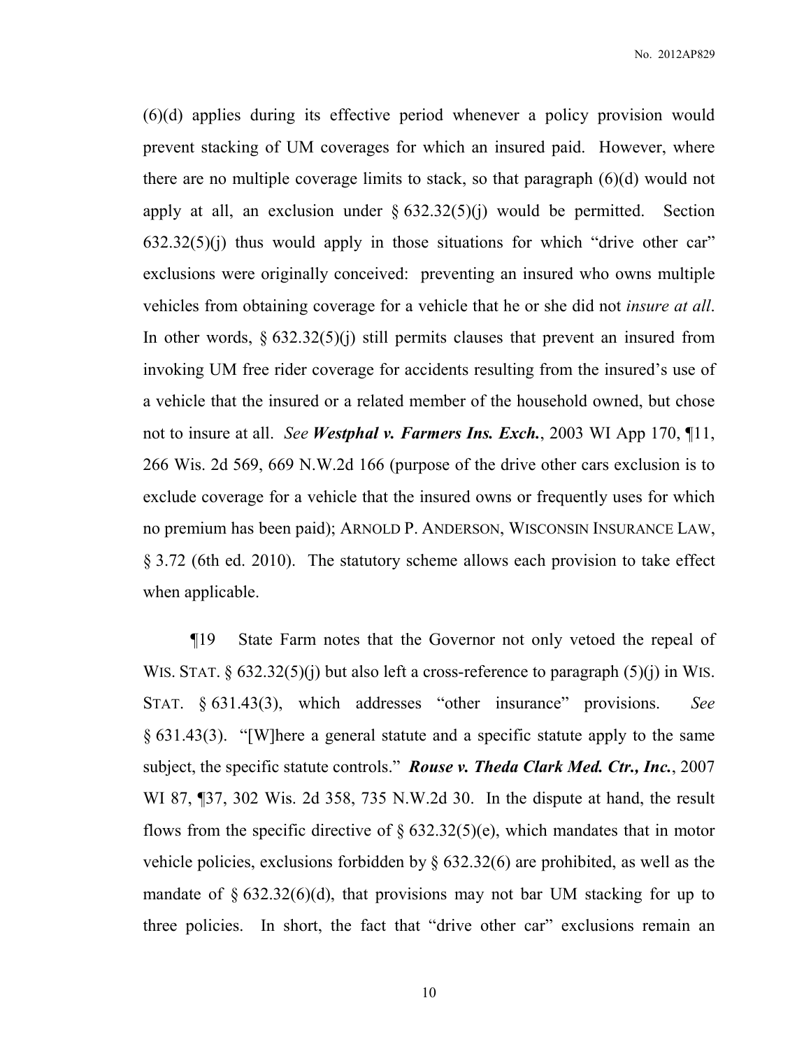(6)(d) applies during its effective period whenever a policy provision would prevent stacking of UM coverages for which an insured paid. However, where there are no multiple coverage limits to stack, so that paragraph (6)(d) would not apply at all, an exclusion under § 632.32(5)(j) would be permitted. Section 632.32(5)(j) thus would apply in those situations for which "drive other car" exclusions were originally conceived: preventing an insured who owns multiple vehicles from obtaining coverage for a vehicle that he or she did not *insure at all*. In other words, § 632.32(5)(j) still permits clauses that prevent an insured from invoking UM free rider coverage for accidents resulting from the insured's use of a vehicle that the insured or a related member of the household owned, but chose not to insure at all. *See* ***Westphal v. Farmers Ins. Exch.***, 2003 WI App 170, ¶11, 266 Wis. 2d 569, 669 N.W.2d 166 (purpose of the drive other cars exclusion is to exclude coverage for a vehicle that the insured owns or frequently uses for which no premium has been paid); ARNOLD P. ANDERSON, WISCONSIN INSURANCE LAW, § 3.72 (6th ed. 2010). The statutory scheme allows each provision to take effect when applicable.

¶19 State Farm notes that the Governor not only vetoed the repeal of WIS. STAT. § 632.32(5)(j) but also left a cross-reference to paragraph (5)(j) in WIS. STAT. § 631.43(3), which addresses "other insurance" provisions. *See* § 631.43(3). "[W]here a general statute and a specific statute apply to the same subject, the specific statute controls." ***Rouse v. Theda Clark Med. Ctr., Inc.***, 2007 WI 87, ¶37, 302 Wis. 2d 358, 735 N.W.2d 30. In the dispute at hand, the result flows from the specific directive of § 632.32(5)(e), which mandates that in motor vehicle policies, exclusions forbidden by § 632.32(6) are prohibited, as well as the mandate of § 632.32(6)(d), that provisions may not bar UM stacking for up to three policies. In short, the fact that "drive other car" exclusions remain an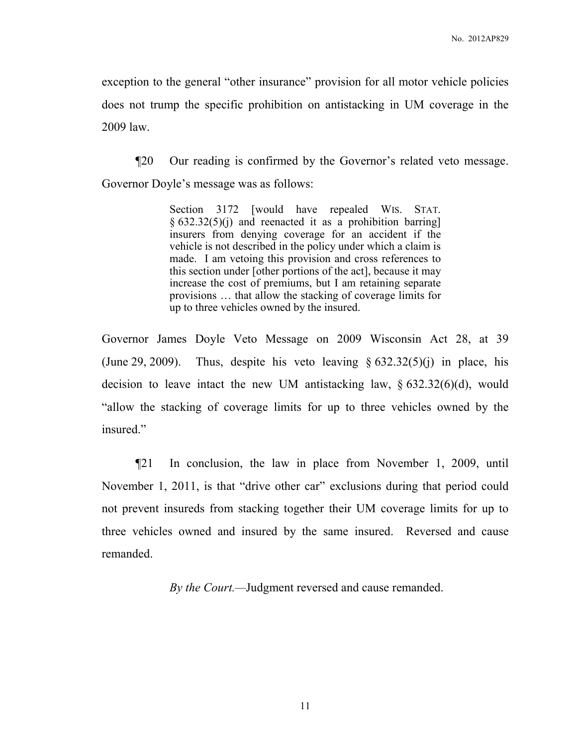exception to the general "other insurance" provision for all motor vehicle policies does not trump the specific prohibition on antistacking in UM coverage in the 2009 law.

¶20 Our reading is confirmed by the Governor's related veto message. Governor Doyle's message was as follows:

> Section 3172 [would have repealed WIS. STAT. § 632.32(5)(j) and reenacted it as a prohibition barring] insurers from denying coverage for an accident if the vehicle is not described in the policy under which a claim is made. I am vetoing this provision and cross references to this section under [other portions of the act], because it may increase the cost of premiums, but I am retaining separate provisions … that allow the stacking of coverage limits for up to three vehicles owned by the insured.

Governor James Doyle Veto Message on 2009 Wisconsin Act 28, at 39 (June 29, 2009). Thus, despite his veto leaving § 632.32(5)(j) in place, his decision to leave intact the new UM antistacking law, § 632.32(6)(d), would "allow the stacking of coverage limits for up to three vehicles owned by the insured."

¶21 In conclusion, the law in place from November 1, 2009, until November 1, 2011, is that "drive other car" exclusions during that period could not prevent insureds from stacking together their UM coverage limits for up to three vehicles owned and insured by the same insured. Reversed and cause remanded.

*By the Court.*—Judgment reversed and cause remanded.